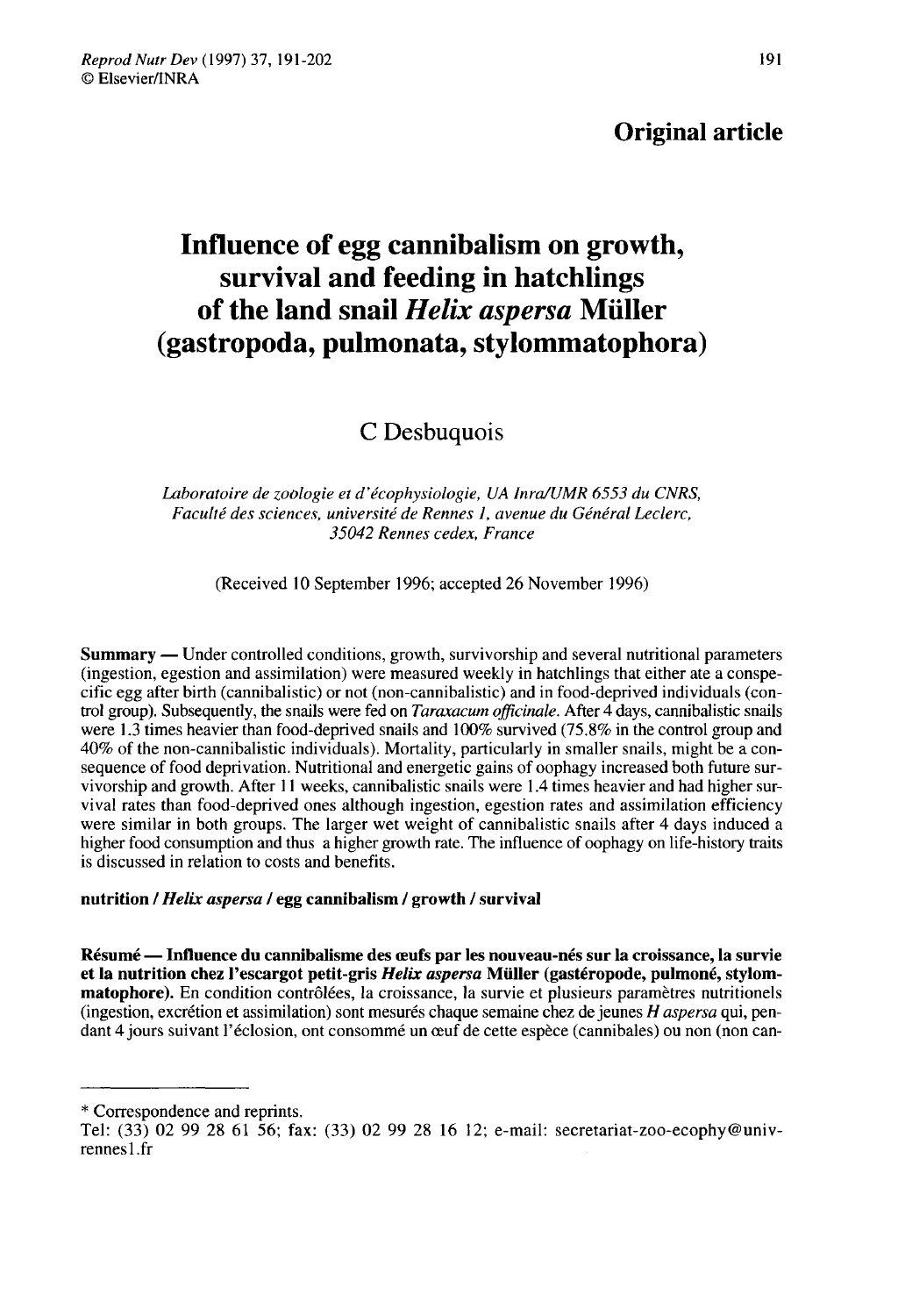Original article

# Influence of egg cannibalism on growth, survival and feeding in hatchlings of the land snail *Helix aspersa* Müller (gastropoda, pulmonata, stylommatophora)

C Desbuquois

*Laboratoire de zoologie et d'écophysiologie, UA Inra/UMR 6553 du CNRS, Faculté des sciences, université de Rennes 1, avenue du Général Leclerc, 35042 Rennes cedex, France*

(Received 10 September 1996; accepted 26 November 1996)

**Summary** — Under controlled conditions, growth, survivorship and several nutritional parameters (ingestion, egestion and assimilation) were measured weekly in hatchlings that either ate a conspecific egg after birth (cannibalistic) or not (non-cannibalistic) and in food-deprived individuals (control group). Subsequently, the snails were fed on *Taraxacum officinale*. After 4 days, cannibalistic snails were 1.3 times heavier than food-deprived snails and 100% survived (75.8% in the control group and 40% of the non-cannibalistic individuals). Mortality, particularly in smaller snails, might be a consequence of food deprivation. Nutritional and energetic gains of oophagy increased both future survivorship and growth. After 11 weeks, cannibalistic snails were 1.4 times heavier and had higher survival rates than food-deprived ones although ingestion, egestion rates and assimilation efficiency were similar in both groups. The larger wet weight of cannibalistic snails after 4 days induced a higher food consumption and thus a higher growth rate. The influence of oophagy on life-history traits is discussed in relation to costs and benefits.

**nutrition / *Helix aspersa* / egg cannibalism / growth / survival**

**Résumé — Influence du cannibalisme des œufs par les nouveau-nés sur la croissance, la survie et la nutrition chez l'escargot petit-gris *Helix aspersa* Müller (gastéropode, pulmoné, stylommatophore).** En condition contrôlées, la croissance, la survie et plusieurs paramètres nutritionels (ingestion, excrétion et assimilation) sont mesurés chaque semaine chez de jeunes *H aspersa* qui, pendant 4 jours suivant l'éclosion, ont consommé un œuf de cette espèce (cannibales) ou non (non can-

---

\* Correspondence and reprints.
Tel: (33) 02 99 28 61 56; fax: (33) 02 99 28 16 12; e-mail: secretariat-zoo-ecophy@univ-rennes1.fr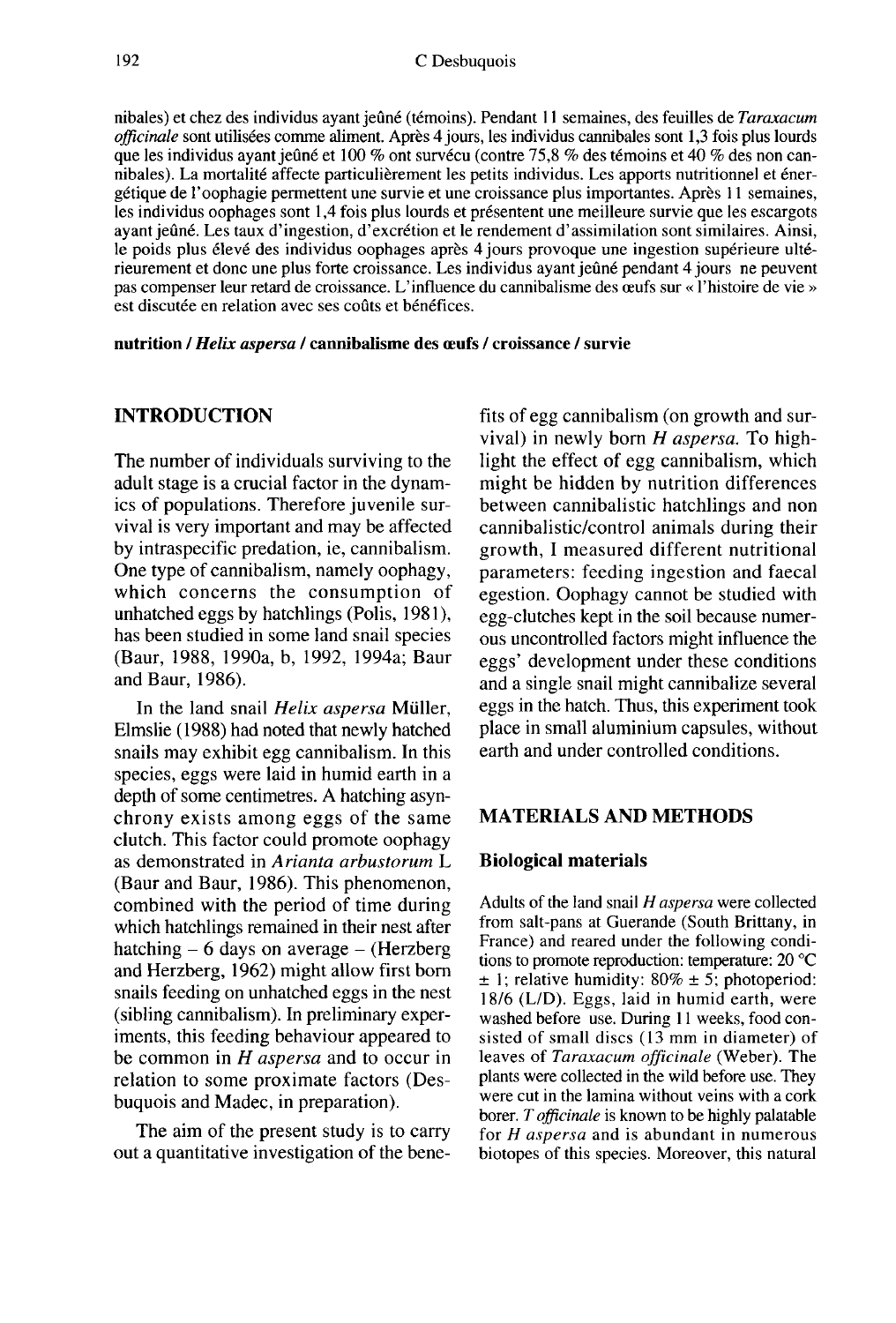nibales) et chez des individus ayant jeûné (témoins). Pendant 11 semaines, des feuilles de *Taraxacum officinale* sont utilisées comme aliment. Après 4 jours, les individus cannibales sont 1,3 fois plus lourds que les individus ayant jeûné et 100 % ont survécu (contre 75,8 % des témoins et 40 % des non cannibales). La mortalité affecte particulièrement les petits individus. Les apports nutritionnel et énergétique de l'oophagie permettent une survie et une croissance plus importantes. Après 11 semaines, les individus oophages sont 1,4 fois plus lourds et présentent une meilleure survie que les escargots ayant jeûné. Les taux d'ingestion, d'excrétion et le rendement d'assimilation sont similaires. Ainsi, le poids plus élevé des individus oophages après 4 jours provoque une ingestion supérieure ultérieurement et donc une plus forte croissance. Les individus ayant jeûné pendant 4 jours ne peuvent pas compenser leur retard de croissance. L'influence du cannibalisme des œufs sur « l'histoire de vie » est discutée en relation avec ses coûts et bénéfices.

**nutrition / *Helix aspersa* / cannibalisme des œufs / croissance / survie**

## INTRODUCTION

The number of individuals surviving to the adult stage is a crucial factor in the dynamics of populations. Therefore juvenile survival is very important and may be affected by intraspecific predation, ie, cannibalism. One type of cannibalism, namely oophagy, which concerns the consumption of unhatched eggs by hatchlings (Polis, 1981), has been studied in some land snail species (Baur, 1988, 1990a, b, 1992, 1994a; Baur and Baur, 1986).

In the land snail *Helix aspersa* Müller, Elmslie (1988) had noted that newly hatched snails may exhibit egg cannibalism. In this species, eggs were laid in humid earth in a depth of some centimetres. A hatching asynchrony exists among eggs of the same clutch. This factor could promote oophagy as demonstrated in *Arianta arbustorum* L (Baur and Baur, 1986). This phenomenon, combined with the period of time during which hatchlings remained in their nest after hatching – 6 days on average – (Herzberg and Herzberg, 1962) might allow first born snails feeding on unhatched eggs in the nest (sibling cannibalism). In preliminary experiments, this feeding behaviour appeared to be common in *H aspersa* and to occur in relation to some proximate factors (Desbuquois and Madec, in preparation).

The aim of the present study is to carry out a quantitative investigation of the benefits of egg cannibalism (on growth and survival) in newly born *H aspersa*. To highlight the effect of egg cannibalism, which might be hidden by nutrition differences between cannibalistic hatchlings and non cannibalistic/control animals during their growth, I measured different nutritional parameters: feeding ingestion and faecal egestion. Oophagy cannot be studied with egg-clutches kept in the soil because numerous uncontrolled factors might influence the eggs' development under these conditions and a single snail might cannibalize several eggs in the hatch. Thus, this experiment took place in small aluminium capsules, without earth and under controlled conditions.

## MATERIALS AND METHODS

### Biological materials

Adults of the land snail *H aspersa* were collected from salt-pans at Guerande (South Brittany, in France) and reared under the following conditions to promote reproduction: temperature: 20 °C ± 1; relative humidity: 80% ± 5; photoperiod: 18/6 (L/D). Eggs, laid in humid earth, were washed before use. During 11 weeks, food consisted of small discs (13 mm in diameter) of leaves of *Taraxacum officinale* (Weber). The plants were collected in the wild before use. They were cut in the lamina without veins with a cork borer. *T officinale* is known to be highly palatable for *H aspersa* and is abundant in numerous biotopes of this species. Moreover, this natural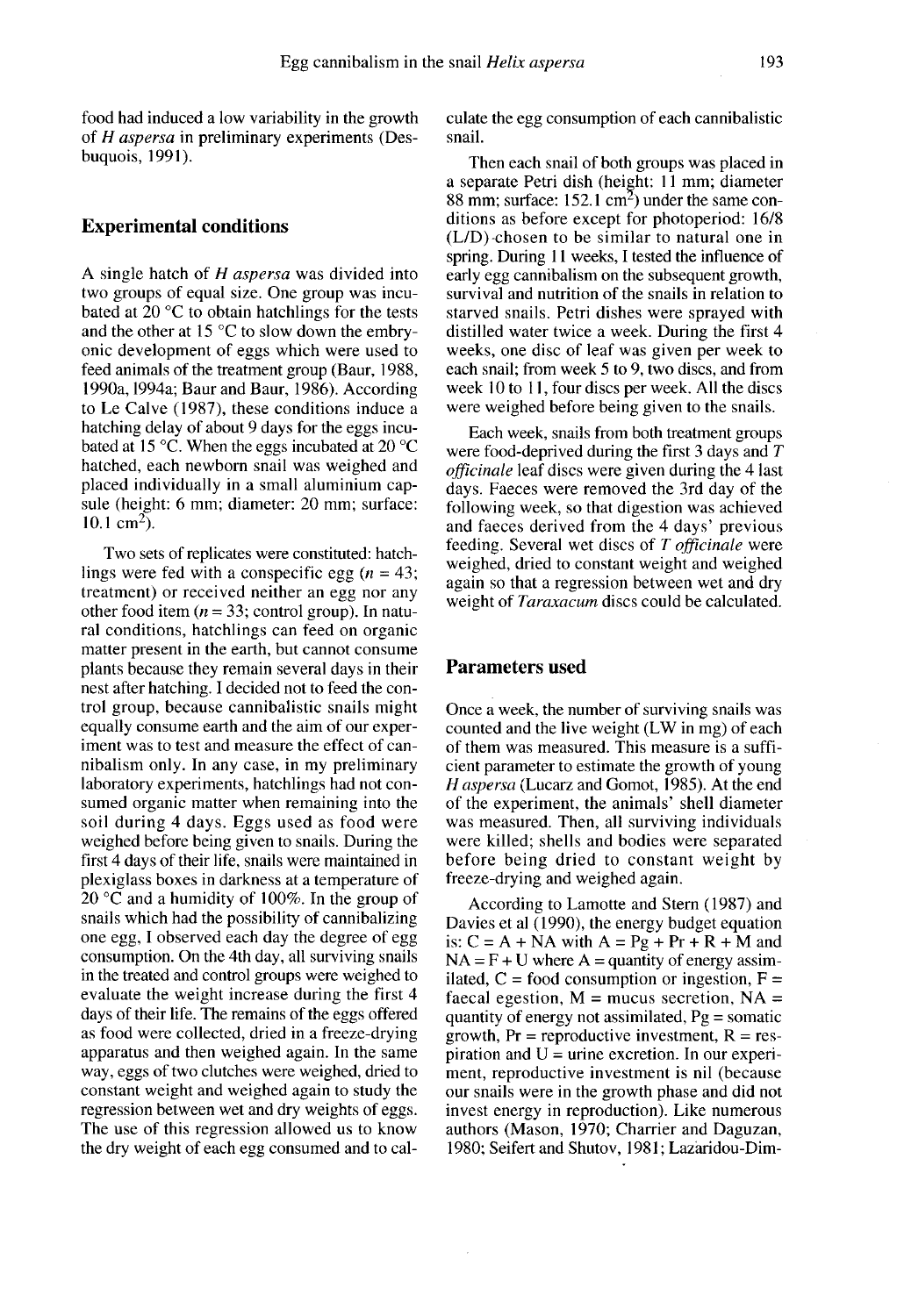food had induced a low variability in the growth of *H aspersa* in preliminary experiments (Desbuquois, 1991).

## Experimental conditions

A single hatch of *H aspersa* was divided into two groups of equal size. One group was incubated at 20 °C to obtain hatchlings for the tests and the other at 15 °C to slow down the embryonic development of eggs which were used to feed animals of the treatment group (Baur, 1988, 1990a, 1994a; Baur and Baur, 1986). According to Le Calve (1987), these conditions induce a hatching delay of about 9 days for the eggs incubated at 15 °C. When the eggs incubated at 20 °C hatched, each newborn snail was weighed and placed individually in a small aluminium capsule (height: 6 mm; diameter: 20 mm; surface: 10.1 $cm^2$).

Two sets of replicates were constituted: hatchlings were fed with a conspecific egg ($n = 43$; treatment) or received neither an egg nor any other food item ($n = 33$; control group). In natural conditions, hatchlings can feed on organic matter present in the earth, but cannot consume plants because they remain several days in their nest after hatching. I decided not to feed the control group, because cannibalistic snails might equally consume earth and the aim of our experiment was to test and measure the effect of cannibalism only. In any case, in my preliminary laboratory experiments, hatchlings had not consumed organic matter when remaining into the soil during 4 days. Eggs used as food were weighed before being given to snails. During the first 4 days of their life, snails were maintained in plexiglass boxes in darkness at a temperature of 20 °C and a humidity of 100%. In the group of snails which had the possibility of cannibalizing one egg, I observed each day the degree of egg consumption. On the 4th day, all surviving snails in the treated and control groups were weighed to evaluate the weight increase during the first 4 days of their life. The remains of the eggs offered as food were collected, dried in a freeze-drying apparatus and then weighed again. In the same way, eggs of two clutches were weighed, dried to constant weight and weighed again to study the regression between wet and dry weights of eggs. The use of this regression allowed us to know the dry weight of each egg consumed and to calculate the egg consumption of each cannibalistic snail.

Then each snail of both groups was placed in a separate Petri dish (height: 11 mm; diameter 88 mm; surface: 152.1 $cm^2$) under the same conditions as before except for photoperiod: 16/8 (L/D) chosen to be similar to natural one in spring. During 11 weeks, I tested the influence of early egg cannibalism on the subsequent growth, survival and nutrition of the snails in relation to starved snails. Petri dishes were sprayed with distilled water twice a week. During the first 4 weeks, one disc of leaf was given per week to each snail; from week 5 to 9, two discs, and from week 10 to 11, four discs per week. All the discs were weighed before being given to the snails.

Each week, snails from both treatment groups were food-deprived during the first 3 days and *T officinale* leaf discs were given during the 4 last days. Faeces were removed the 3rd day of the following week, so that digestion was achieved and faeces derived from the 4 days' previous feeding. Several wet discs of *T officinale* were weighed, dried to constant weight and weighed again so that a regression between wet and dry weight of *Taraxacum* discs could be calculated.

## Parameters used

Once a week, the number of surviving snails was counted and the live weight (LW in mg) of each of them was measured. This measure is a sufficient parameter to estimate the growth of young *H aspersa* (Lucarz and Gomot, 1985). At the end of the experiment, the animals' shell diameter was measured. Then, all surviving individuals were killed; shells and bodies were separated before being dried to constant weight by freeze-drying and weighed again.

According to Lamotte and Stern (1987) and Davies et al (1990), the energy budget equation is: $C = A + NA$ with $A = Pg + Pr + R + M$ and $NA = F + U$ where A = quantity of energy assimilated, C = food consumption or ingestion, F = faecal egestion, M = mucus secretion, NA = quantity of energy not assimilated, Pg = somatic growth, Pr = reproductive investment, R = respiration and U = urine excretion. In our experiment, reproductive investment is nil (because our snails were in the growth phase and did not invest energy in reproduction). Like numerous authors (Mason, 1970; Charrier and Daguzan, 1980; Seifert and Shutov, 1981; Lazaridou-Dim-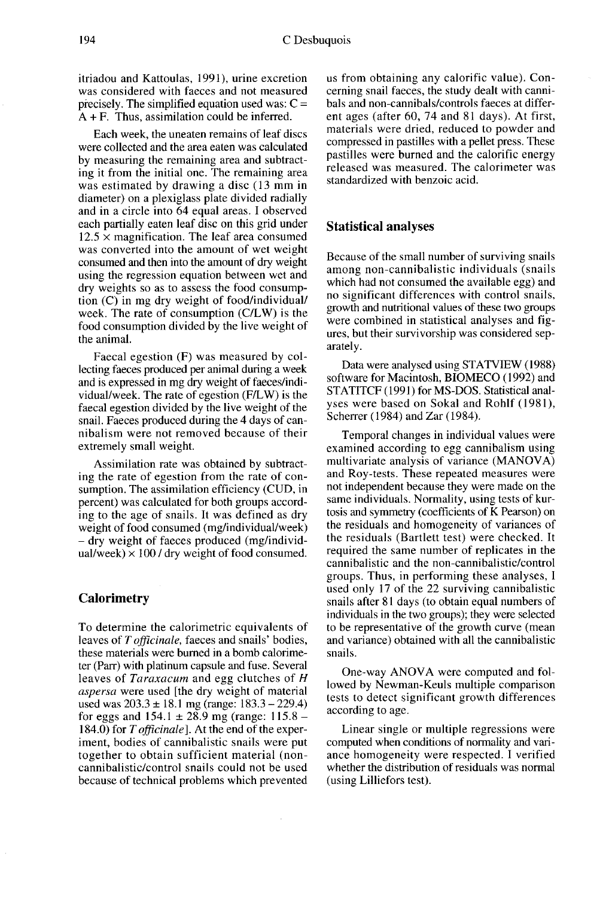itriadou and Kattoulas, 1991), urine excretion was considered with faeces and not measured precisely. The simplified equation used was: $C = A + F$. Thus, assimilation could be inferred.

Each week, the uneaten remains of leaf discs were collected and the area eaten was calculated by measuring the remaining area and subtracting it from the initial one. The remaining area was estimated by drawing a disc (13 mm in diameter) on a plexiglass plate divided radially and in a circle into 64 equal areas. I observed each partially eaten leaf disc on this grid under $12.5 \times$ magnification. The leaf area consumed was converted into the amount of wet weight consumed and then into the amount of dry weight using the regression equation between wet and dry weights so as to assess the food consumption (C) in mg dry weight of food/individual/week. The rate of consumption (C/LW) is the food consumption divided by the live weight of the animal.

Faecal egestion (F) was measured by collecting faeces produced per animal during a week and is expressed in mg dry weight of faeces/individual/week. The rate of egestion (F/LW) is the faecal egestion divided by the live weight of the snail. Faeces produced during the 4 days of cannibalism were not removed because of their extremely small weight.

Assimilation rate was obtained by subtracting the rate of egestion from the rate of consumption. The assimilation efficiency (CUD, in percent) was calculated for both groups according to the age of snails. It was defined as dry weight of food consumed (mg/individual/week) – dry weight of faeces produced (mg/individual/week) $\times$ 100 / dry weight of food consumed.

## Calorimetry

To determine the calorimetric equivalents of leaves of *T officinale*, faeces and snails' bodies, these materials were burned in a bomb calorimeter (Parr) with platinum capsule and fuse. Several leaves of *Taraxacum* and egg clutches of *H aspersa* were used [the dry weight of material used was $203.3 \pm 18.1$ mg (range: 183.3 – 229.4) for eggs and $154.1 \pm 28.9$ mg (range: 115.8 – 184.0) for *T officinale*]. At the end of the experiment, bodies of cannibalistic snails were put together to obtain sufficient material (non-cannibalistic/control snails could not be used because of technical problems which prevented us from obtaining any calorific value). Concerning snail faeces, the study dealt with cannibals and non-cannibals/controls faeces at different ages (after 60, 74 and 81 days). At first, materials were dried, reduced to powder and compressed in pastilles with a pellet press. These pastilles were burned and the calorific energy released was measured. The calorimeter was standardized with benzoic acid.

## Statistical analyses

Because of the small number of surviving snails among non-cannibalistic individuals (snails which had not consumed the available egg) and no significant differences with control snails, growth and nutritional values of these two groups were combined in statistical analyses and figures, but their survivorship was considered separately.

Data were analysed using STATVIEW (1988) software for Macintosh, BIOMECO (1992) and STATITCF (1991) for MS-DOS. Statistical analyses were based on Sokal and Rohlf (1981), Scherrer (1984) and Zar (1984).

Temporal changes in individual values were examined according to egg cannibalism using multivariate analysis of variance (MANOVA) and Roy-tests. These repeated measures were not independent because they were made on the same individuals. Normality, using tests of kurtosis and symmetry (coefficients of K Pearson) on the residuals and homogeneity of variances of the residuals (Bartlett test) were checked. It required the same number of replicates in the cannibalistic and the non-cannibalistic/control groups. Thus, in performing these analyses, I used only 17 of the 22 surviving cannibalistic snails after 81 days (to obtain equal numbers of individuals in the two groups); they were selected to be representative of the growth curve (mean and variance) obtained with all the cannibalistic snails.

One-way ANOVA were computed and followed by Newman-Keuls multiple comparison tests to detect significant growth differences according to age.

Linear single or multiple regressions were computed when conditions of normality and variance homogeneity were respected. I verified whether the distribution of residuals was normal (using Lilliefors test).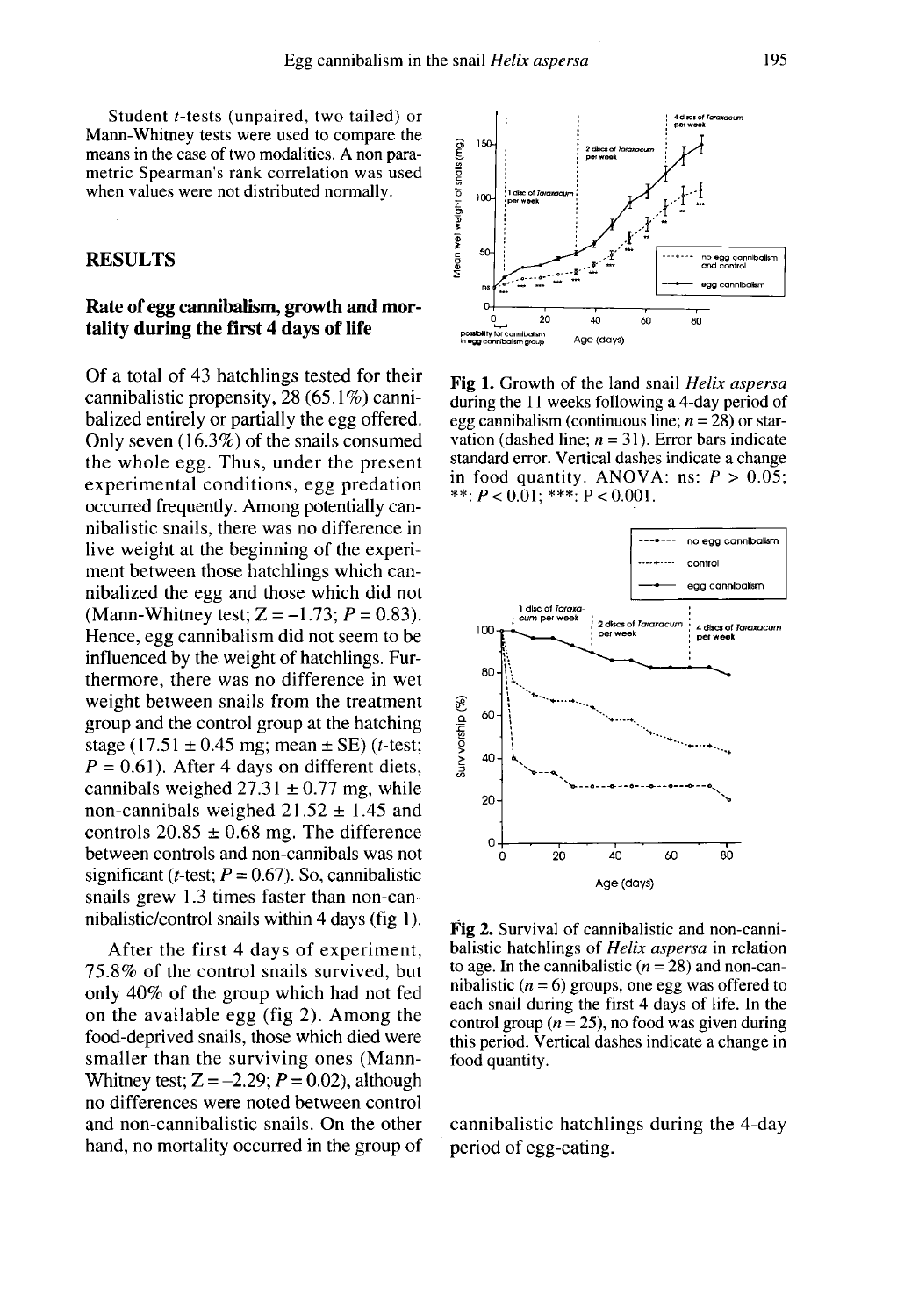Student *t*-tests (unpaired, two tailed) or Mann-Whitney tests were used to compare the means in the case of two modalities. A non parametric Spearman's rank correlation was used when values were not distributed normally.

## RESULTS

### Rate of egg cannibalism, growth and mortality during the first 4 days of life

Of a total of 43 hatchlings tested for their cannibalistic propensity, 28 (65.1%) cannibalized entirely or partially the egg offered. Only seven (16.3%) of the snails consumed the whole egg. Thus, under the present experimental conditions, egg predation occurred frequently. Among potentially cannibalistic snails, there was no difference in live weight at the beginning of the experiment between those hatchlings which cannibalized the egg and those which did not (Mann-Whitney test; $Z = -1.73$; $P = 0.83$). Hence, egg cannibalism did not seem to be influenced by the weight of hatchlings. Furthermore, there was no difference in wet weight between snails from the treatment group and the control group at the hatching stage (17.51 ± 0.45 mg; mean ± SE) (*t*-test; $P = 0.61$). After 4 days on different diets, cannibals weighed 27.31 ± 0.77 mg, while non-cannibals weighed 21.52 ± 1.45 and controls 20.85 ± 0.68 mg. The difference between controls and non-cannibals was not significant (*t*-test; $P = 0.67$). So, cannibalistic snails grew 1.3 times faster than non-cannibalistic/control snails within 4 days (fig 1).

After the first 4 days of experiment, 75.8% of the control snails survived, but only 40% of the group which had not fed on the available egg (fig 2). Among the food-deprived snails, those which died were smaller than the surviving ones (Mann-Whitney test; $Z = -2.29$; $P = 0.02$), although no differences were noted between control and non-cannibalistic snails. On the other hand, no mortality occurred in the group of cannibalistic hatchlings during the 4-day period of egg-eating.

**Fig 1.** Growth of the land snail *Helix aspersa* during the 11 weeks following a 4-day period of egg cannibalism (continuous line; $n = 28$) or starvation (dashed line; $n = 31$). Error bars indicate standard error. Vertical dashes indicate a change in food quantity. ANOVA: ns: $P > 0.05$; \*\*: $P < 0.01$; \*\*\*: $P < 0.001$.

**Fig 2.** Survival of cannibalistic and non-cannibalistic hatchlings of *Helix aspersa* in relation to age. In the cannibalistic ($n = 28$) and non-cannibalistic ($n = 6$) groups, one egg was offered to each snail during the first 4 days of life. In the control group ($n = 25$), no food was given during this period. Vertical dashes indicate a change in food quantity.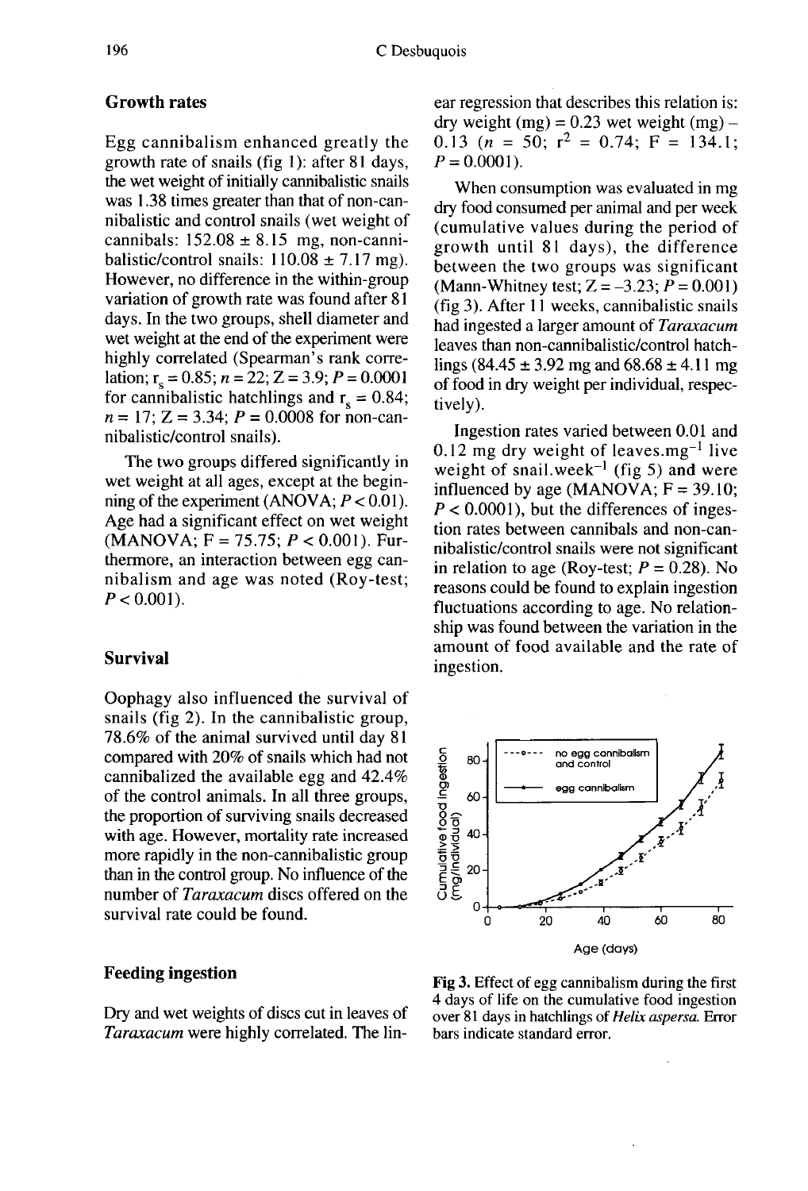## Growth rates

Egg cannibalism enhanced greatly the growth rate of snails (fig 1): after 81 days, the wet weight of initially cannibalistic snails was 1.38 times greater than that of non-cannibalistic and control snails (wet weight of cannibals: 152.08 ± 8.15 mg, non-cannibalistic/control snails: 110.08 ± 7.17 mg). However, no difference in the within-group variation of growth rate was found after 81 days. In the two groups, shell diameter and wet weight at the end of the experiment were highly correlated (Spearman's rank correlation; $r_s = 0.85$; $n = 22$; $Z = 3.9$; $P = 0.0001$ for cannibalistic hatchlings and $r_s = 0.84$; $n = 17$; $Z = 3.34$; $P = 0.0008$ for non-cannibalistic/control snails).

The two groups differed significantly in wet weight at all ages, except at the beginning of the experiment (ANOVA; $P < 0.01$). Age had a significant effect on wet weight (MANOVA; $F = 75.75$; $P < 0.001$). Furthermore, an interaction between egg cannibalism and age was noted (Roy-test; $P < 0.001$).

## Survival

Oophagy also influenced the survival of snails (fig 2). In the cannibalistic group, 78.6% of the animal survived until day 81 compared with 20% of snails which had not cannibalized the available egg and 42.4% of the control animals. In all three groups, the proportion of surviving snails decreased with age. However, mortality rate increased more rapidly in the non-cannibalistic group than in the control group. No influence of the number of *Taraxacum* discs offered on the survival rate could be found.

## Feeding ingestion

Dry and wet weights of discs cut in leaves of *Taraxacum* were highly correlated. The linear regression that describes this relation is: dry weight (mg) = 0.23 wet weight (mg) – 0.13 ($n = 50$; $r^2 = 0.74$; $F = 134.1$; $P = 0.0001$).

When consumption was evaluated in mg dry food consumed per animal and per week (cumulative values during the period of growth until 81 days), the difference between the two groups was significant (Mann-Whitney test; $Z = -3.23$; $P = 0.001$) (fig 3). After 11 weeks, cannibalistic snails had ingested a larger amount of *Taraxacum* leaves than non-cannibalistic/control hatchlings (84.45 ± 3.92 mg and 68.68 ± 4.11 mg of food in dry weight per individual, respectively).

Ingestion rates varied between 0.01 and 0.12 mg dry weight of leaves.mg$^{-1}$ live weight of snail.week$^{-1}$ (fig 5) and were influenced by age (MANOVA; $F = 39.10$; $P < 0.0001$), but the differences of ingestion rates between cannibals and non-cannibalistic/control snails were not significant in relation to age (Roy-test; $P = 0.28$). No reasons could be found to explain ingestion fluctuations according to age. No relationship was found between the variation in the amount of food available and the rate of ingestion.

**Fig 3.** Effect of egg cannibalism during the first 4 days of life on the cumulative food ingestion over 81 days in hatchlings of *Helix aspersa*. Error bars indicate standard error.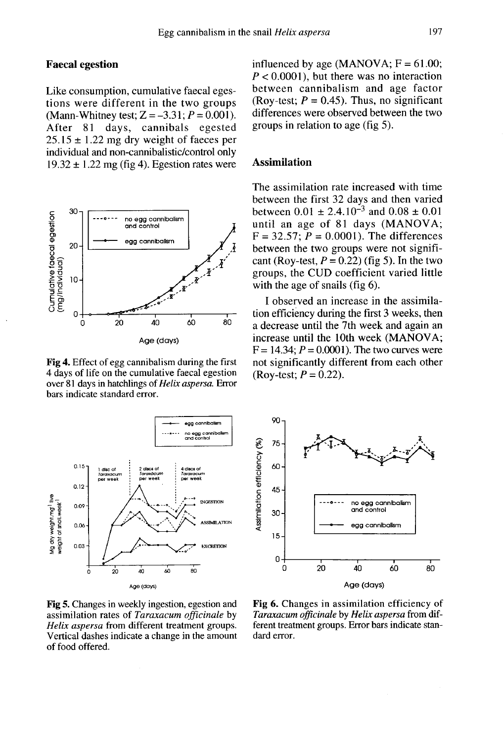## Faecal egestion

Like consumption, cumulative faecal egestions were different in the two groups (Mann-Whitney test; $Z = -3.31$; $P = 0.001$). After 81 days, cannibals egested $25.15 \pm 1.22$ mg dry weight of faeces per individual and non-cannibalistic/control only $19.32 \pm 1.22$ mg (fig 4). Egestion rates were influenced by age (MANOVA; $F = 61.00$; $P < 0.0001$), but there was no interaction between cannibalism and age factor (Roy-test; $P = 0.45$). Thus, no significant differences were observed between the two groups in relation to age (fig 5).

**Fig 4.** Effect of egg cannibalism during the first 4 days of life on the cumulative faecal egestion over 81 days in hatchlings of *Helix aspersa*. Error bars indicate standard error.

## Assimilation

The assimilation rate increased with time between the first 32 days and then varied between $0.01 \pm 2.4.10^{-3}$ and $0.08 \pm 0.01$ until an age of 81 days (MANOVA; $F = 32.57$; $P = 0.0001$). The differences between the two groups were not significant (Roy-test, $P = 0.22$) (fig 5). In the two groups, the CUD coefficient varied little with the age of snails (fig 6).

I observed an increase in the assimilation efficiency during the first 3 weeks, then a decrease until the 7th week and again an increase until the 10th week (MANOVA; $F = 14.34$; $P = 0.0001$). The two curves were not significantly different from each other (Roy-test; $P = 0.22$).

**Fig 5.** Changes in weekly ingestion, egestion and assimilation rates of *Taraxacum officinale* by *Helix aspersa* from different treatment groups. Vertical dashes indicate a change in the amount of food offered.

**Fig 6.** Changes in assimilation efficiency of *Taraxacum officinale* by *Helix aspersa* from different treatment groups. Error bars indicate standard error.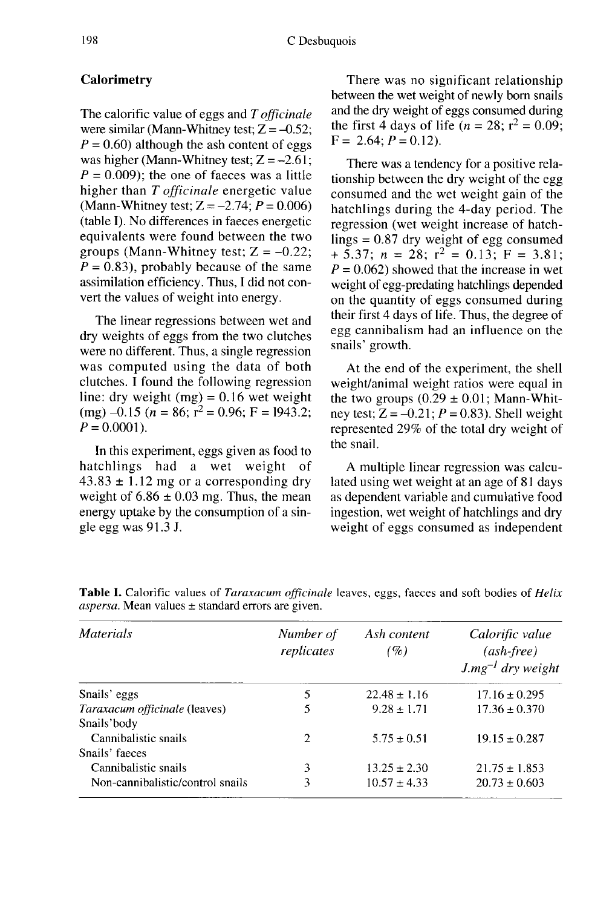## Calorimetry

The calorific value of eggs and *T officinale* were similar (Mann-Whitney test; $Z = -0.52$; $P = 0.60$) although the ash content of eggs was higher (Mann-Whitney test; $Z = -2.61$; $P = 0.009$); the one of faeces was a little higher than *T officinale* energetic value (Mann-Whitney test; $Z = -2.74$; $P = 0.006$) (table I). No differences in faeces energetic equivalents were found between the two groups (Mann-Whitney test; $Z = -0.22$; $P = 0.83$), probably because of the same assimilation efficiency. Thus, I did not convert the values of weight into energy.

The linear regressions between wet and dry weights of eggs from the two clutches were no different. Thus, a single regression was computed using the data of both clutches. I found the following regression line: dry weight (mg) = 0.16 wet weight (mg) −0.15 ($n = 86$; $r^2 = 0.96$; $F = 1943.2$; $P = 0.0001$).

In this experiment, eggs given as food to hatchlings had a wet weight of 43.83 ± 1.12 mg or a corresponding dry weight of 6.86 ± 0.03 mg. Thus, the mean energy uptake by the consumption of a single egg was 91.3 J.

There was no significant relationship between the wet weight of newly born snails and the dry weight of eggs consumed during the first 4 days of life ($n = 28$; $r^2 = 0.09$; $F = 2.64$; $P = 0.12$).

There was a tendency for a positive relationship between the dry weight of the egg consumed and the wet weight gain of the hatchlings during the 4-day period. The regression (wet weight increase of hatchlings = 0.87 dry weight of egg consumed + 5.37; $n = 28$; $r^2 = 0.13$; $F = 3.81$; $P = 0.062$) showed that the increase in wet weight of egg-predating hatchlings depended on the quantity of eggs consumed during their first 4 days of life. Thus, the degree of egg cannibalism had an influence on the snails' growth.

At the end of the experiment, the shell weight/animal weight ratios were equal in the two groups (0.29 ± 0.01; Mann-Whitney test; $Z = -0.21$; $P = 0.83$). Shell weight represented 29% of the total dry weight of the snail.

A multiple linear regression was calculated using wet weight at an age of 81 days as dependent variable and cumulative food ingestion, wet weight of hatchlings and dry weight of eggs consumed as independent

**Table I.** Calorific values of *Taraxacum officinale* leaves, eggs, faeces and soft bodies of *Helix aspersa*. Mean values ± standard errors are given.

| *Materials* | *Number of replicates* | *Ash content (%)* | *Calorific value (ash-free) $J.mg^{-1}$ dry weight* |
|---|---|---|---|
| Snails' eggs | 5 | 22.48 ± 1.16 | 17.16 ± 0.295 |
| *Taraxacum officinale* (leaves) | 5 | 9.28 ± 1.71 | 17.36 ± 0.370 |
| Snails'body | | | |
| Cannibalistic snails | 2 | 5.75 ± 0.51 | 19.15 ± 0.287 |
| Snails' faeces | | | |
| Cannibalistic snails | 3 | 13.25 ± 2.30 | 21.75 ± 1.853 |
| Non-cannibalistic/control snails | 3 | 10.57 ± 4.33 | 20.73 ± 0.603 |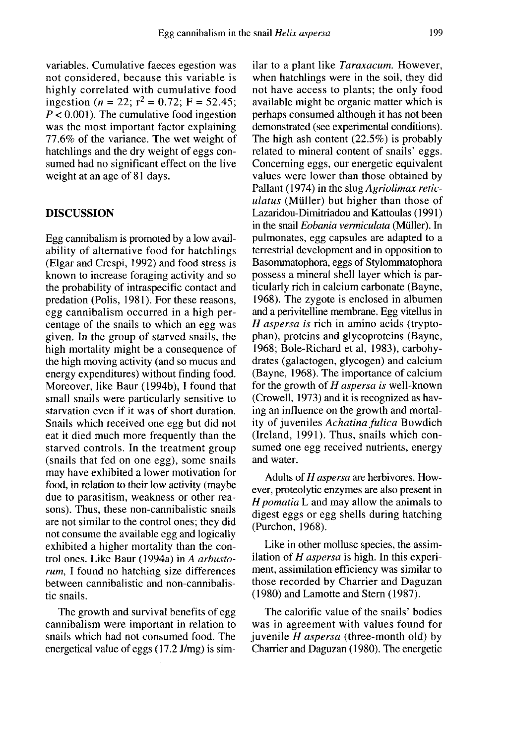variables. Cumulative faeces egestion was not considered, because this variable is highly correlated with cumulative food ingestion ($n = 22$; $r^2 = 0.72$; $F = 52.45$; $P < 0.001$). The cumulative food ingestion was the most important factor explaining 77.6% of the variance. The wet weight of hatchlings and the dry weight of eggs consumed had no significant effect on the live weight at an age of 81 days.

## DISCUSSION

Egg cannibalism is promoted by a low availability of alternative food for hatchlings (Elgar and Crespi, 1992) and food stress is known to increase foraging activity and so the probability of intraspecific contact and predation (Polis, 1981). For these reasons, egg cannibalism occurred in a high percentage of the snails to which an egg was given. In the group of starved snails, the high mortality might be a consequence of the high moving activity (and so mucus and energy expenditures) without finding food. Moreover, like Baur (1994b), I found that small snails were particularly sensitive to starvation even if it was of short duration. Snails which received one egg but did not eat it died much more frequently than the starved controls. In the treatment group (snails that fed on one egg), some snails may have exhibited a lower motivation for food, in relation to their low activity (maybe due to parasitism, weakness or other reasons). Thus, these non-cannibalistic snails are not similar to the control ones; they did not consume the available egg and logically exhibited a higher mortality than the control ones. Like Baur (1994a) in *A arbustorum*, I found no hatching size differences between cannibalistic and non-cannibalistic snails.

The growth and survival benefits of egg cannibalism were important in relation to snails which had not consumed food. The energetical value of eggs (17.2 J/mg) is similar to a plant like *Taraxacum*. However, when hatchlings were in the soil, they did not have access to plants; the only food available might be organic matter which is perhaps consumed although it has not been demonstrated (see experimental conditions). The high ash content (22.5%) is probably related to mineral content of snails' eggs. Concerning eggs, our energetic equivalent values were lower than those obtained by Pallant (1974) in the slug *Agriolimax reticulatus* (Müller) but higher than those of Lazaridou-Dimitriadou and Kattoulas (1991) in the snail *Eobania vermiculata* (Müller). In pulmonates, egg capsules are adapted to a terrestrial development and in opposition to Basommatophora, eggs of Stylommatophora possess a mineral shell layer which is particularly rich in calcium carbonate (Bayne, 1968). The zygote is enclosed in albumen and a perivitelline membrane. Egg vitellus in *H aspersa is* rich in amino acids (tryptophan), proteins and glycoproteins (Bayne, 1968; Bole-Richard et al, 1983), carbohydrates (galactogen, glycogen) and calcium (Bayne, 1968). The importance of calcium for the growth of *H aspersa is* well-known (Crowell, 1973) and it is recognized as having an influence on the growth and mortality of juveniles *Achatina fulica* Bowdich (Ireland, 1991). Thus, snails which consumed one egg received nutrients, energy and water.

Adults of *H aspersa* are herbivores. However, proteolytic enzymes are also present in *H pomatia* L and may allow the animals to digest eggs or egg shells during hatching (Purchon, 1968).

Like in other mollusc species, the assimilation of *H aspersa* is high. In this experiment, assimilation efficiency was similar to those recorded by Charrier and Daguzan (1980) and Lamotte and Stern (1987).

The calorific value of the snails' bodies was in agreement with values found for juvenile *H aspersa* (three-month old) by Charrier and Daguzan (1980). The energetic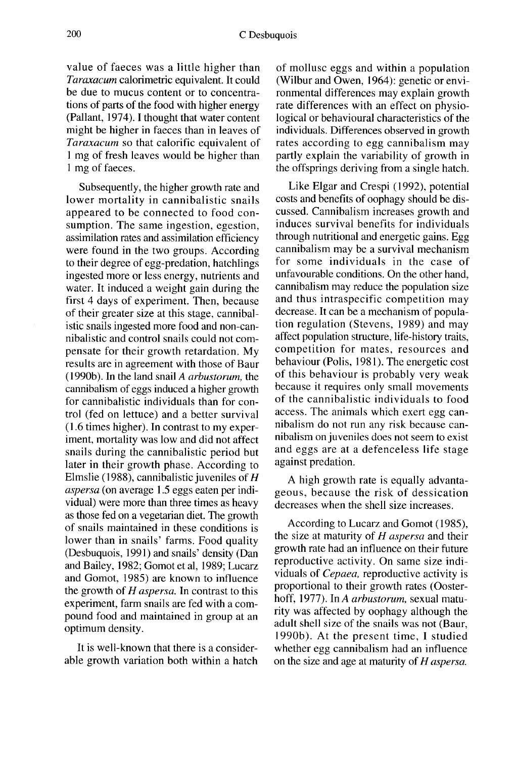value of faeces was a little higher than *Taraxacum* calorimetric equivalent. It could be due to mucus content or to concentrations of parts of the food with higher energy (Pallant, 1974). I thought that water content might be higher in faeces than in leaves of *Taraxacum* so that calorific equivalent of 1 mg of fresh leaves would be higher than 1 mg of faeces.

Subsequently, the higher growth rate and lower mortality in cannibalistic snails appeared to be connected to food consumption. The same ingestion, egestion, assimilation rates and assimilation efficiency were found in the two groups. According to their degree of egg-predation, hatchlings ingested more or less energy, nutrients and water. It induced a weight gain during the first 4 days of experiment. Then, because of their greater size at this stage, cannibalistic snails ingested more food and non-cannibalistic and control snails could not compensate for their growth retardation. My results are in agreement with those of Baur (1990b). In the land snail *A arbustorum*, the cannibalism of eggs induced a higher growth for cannibalistic individuals than for control (fed on lettuce) and a better survival (1.6 times higher). In contrast to my experiment, mortality was low and did not affect snails during the cannibalistic period but later in their growth phase. According to Elmslie (1988), cannibalistic juveniles of *H aspersa* (on average 1.5 eggs eaten per individual) were more than three times as heavy as those fed on a vegetarian diet. The growth of snails maintained in these conditions is lower than in snails' farms. Food quality (Desbuquois, 1991) and snails' density (Dan and Bailey, 1982; Gomot et al, 1989; Lucarz and Gomot, 1985) are known to influence the growth of *H aspersa*. In contrast to this experiment, farm snails are fed with a compound food and maintained in group at an optimum density.

It is well-known that there is a considerable growth variation both within a hatch of mollusc eggs and within a population (Wilbur and Owen, 1964): genetic or environmental differences may explain growth rate differences with an effect on physiological or behavioural characteristics of the individuals. Differences observed in growth rates according to egg cannibalism may partly explain the variability of growth in the offsprings deriving from a single hatch.

Like Elgar and Crespi (1992), potential costs and benefits of oophagy should be discussed. Cannibalism increases growth and induces survival benefits for individuals through nutritional and energetic gains. Egg cannibalism may be a survival mechanism for some individuals in the case of unfavourable conditions. On the other hand, cannibalism may reduce the population size and thus intraspecific competition may decrease. It can be a mechanism of population regulation (Stevens, 1989) and may affect population structure, life-history traits, competition for mates, resources and behaviour (Polis, 1981). The energetic cost of this behaviour is probably very weak because it requires only small movements of the cannibalistic individuals to food access. The animals which exert egg cannibalism do not run any risk because cannibalism on juveniles does not seem to exist and eggs are at a defenceless life stage against predation.

A high growth rate is equally advantageous, because the risk of dessication decreases when the shell size increases.

According to Lucarz and Gomot (1985), the size at maturity of *H aspersa* and their growth rate had an influence on their future reproductive activity. On same size individuals of *Cepaea*, reproductive activity is proportional to their growth rates (Oosterhoff, 1977). In *A arbustorum*, sexual maturity was affected by oophagy although the adult shell size of the snails was not (Baur, 1990b). At the present time, I studied whether egg cannibalism had an influence on the size and age at maturity of *H aspersa*.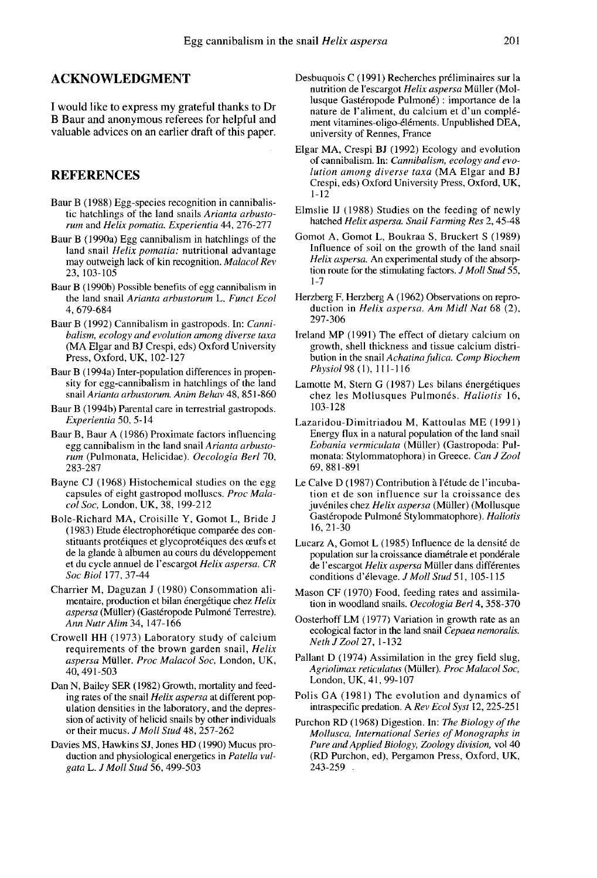## ACKNOWLEDGMENT

I would like to express my grateful thanks to Dr B Baur and anonymous referees for helpful and valuable advices on an earlier draft of this paper.

## REFERENCES

Baur B (1988) Egg-species recognition in cannibalistic hatchlings of the land snails *Arianta arbustorum* and *Helix pomatia*. *Experientia* 44, 276-277

Baur B (1990a) Egg cannibalism in hatchlings of the land snail *Helix pomatia*: nutritional advantage may outweigh lack of kin recognition. *Malacol Rev* 23, 103-105

Baur B (1990b) Possible benefits of egg cannibalism in the land snail *Arianta arbustorum* L. *Funct Ecol* 4, 679-684

Baur B (1992) Cannibalism in gastropods. In: *Cannibalism, ecology and evolution among diverse taxa* (MA Elgar and BJ Crespi, eds) Oxford University Press, Oxford, UK, 102-127

Baur B (1994a) Inter-population differences in propensity for egg-cannibalism in hatchlings of the land snail *Arianta arbustorum*. *Anim Behav* 48, 851-860

Baur B (1994b) Parental care in terrestrial gastropods. *Experientia* 50, 5-14

Baur B, Baur A (1986) Proximate factors influencing egg cannibalism in the land snail *Arianta arbustorum* (Pulmonata, Helicidae). *Oecologia Berl* 70, 283-287

Bayne CJ (1968) Histochemical studies on the egg capsules of eight gastropod molluscs. *Proc Malacol Soc*, London, UK, 38, 199-212

Bole-Richard MA, Croisille Y, Gomot L, Bride J (1983) Etude électrophorétique comparée des constituants protéiques et glycoprotéiques des œufs et de la glande à albumen au cours du développement et du cycle annuel de l'escargot *Helix aspersa*. *CR Soc Biol* 177, 37-44

Charrier M, Daguzan J (1980) Consommation alimentaire, production et bilan énergétique chez *Helix aspersa* (Müller) (Gastéropode Pulmoné Terrestre). *Ann Nutr Alim* 34, 147-166

Crowell HH (1973) Laboratory study of calcium requirements of the brown garden snail, *Helix aspersa* Müller. *Proc Malacol Soc*, London, UK, 40, 491-503

Dan N, Bailey SER (1982) Growth, mortality and feeding rates of the snail *Helix aspersa* at different population densities in the laboratory, and the depression of activity of helicid snails by other individuals or their mucus. *J Moll Stud* 48, 257-262

Davies MS, Hawkins SJ, Jones HD (1990) Mucus production and physiological energetics in *Patella vulgata* L. *J Moll Stud* 56, 499-503

Desbuquois C (1991) Recherches préliminaires sur la nutrition de l'escargot *Helix aspersa* Müller (Mollusque Gastéropode Pulmoné) : importance de la nature de l'aliment, du calcium et d'un complément vitamines-oligo-éléments. Unpublished DEA, university of Rennes, France

Elgar MA, Crespi BJ (1992) Ecology and evolution of cannibalism. In: *Cannibalism, ecology and evolution among diverse taxa* (MA Elgar and BJ Crespi, eds) Oxford University Press, Oxford, UK, 1-12

Elmslie IJ (1988) Studies on the feeding of newly hatched *Helix aspersa*. *Snail Farming Res* 2, 45-48

Gomot A, Gomot L, Boukraa S, Bruckert S (1989) Influence of soil on the growth of the land snail *Helix aspersa*. An experimental study of the absorption route for the stimulating factors. *J Moll Stud* 55, 1-7

Herzberg F, Herzberg A (1962) Observations on reproduction in *Helix aspersa*. *Am Midl Nat* 68 (2), 297-306

Ireland MP (1991) The effect of dietary calcium on growth, shell thickness and tissue calcium distribution in the snail *Achatina fulica*. *Comp Biochem Physiol* 98 (1), 111-116

Lamotte M, Stern G (1987) Les bilans énergétiques chez les Mollusques Pulmonés. *Haliotis* 16, 103-128

Lazaridou-Dimitriadou M, Kattoulas ME (1991) Energy flux in a natural population of the land snail *Eobania vermiculata* (Müller) (Gastropoda: Pulmonata: Stylommatophora) in Greece. *Can J Zool* 69, 881-891

Le Calve D (1987) Contribution à l'étude de l'incubation et de son influence sur la croissance des juvéniles chez *Helix aspersa* (Müller) (Mollusque Gastéropode Pulmoné Stylommatophore). *Haliotis* 16, 21-30

Lucarz A, Gomot L (1985) Influence de la densité de population sur la croissance diamétrale et pondérale de l'escargot *Helix aspersa* Müller dans différentes conditions d'élevage. *J Moll Stud* 51, 105-115

Mason CF (1970) Food, feeding rates and assimilation in woodland snails. *Oecologia Berl* 4, 358-370

Oosterhoff LM (1977) Variation in growth rate as an ecological factor in the land snail *Cepaea nemoralis*. *Neth J Zool* 27, 1-132

Pallant D (1974) Assimilation in the grey field slug, *Agriolimax reticulatus* (Müller). *Proc Malacol Soc*, London, UK, 41, 99-107

Polis GA (1981) The evolution and dynamics of intraspecific predation. *A Rev Ecol Syst* 12, 225-251

Purchon RD (1968) Digestion. In: *The Biology of the Mollusca, International Series of Monographs in Pure and Applied Biology, Zoology division*, vol 40 (RD Purchon, ed), Pergamon Press, Oxford, UK, 243-259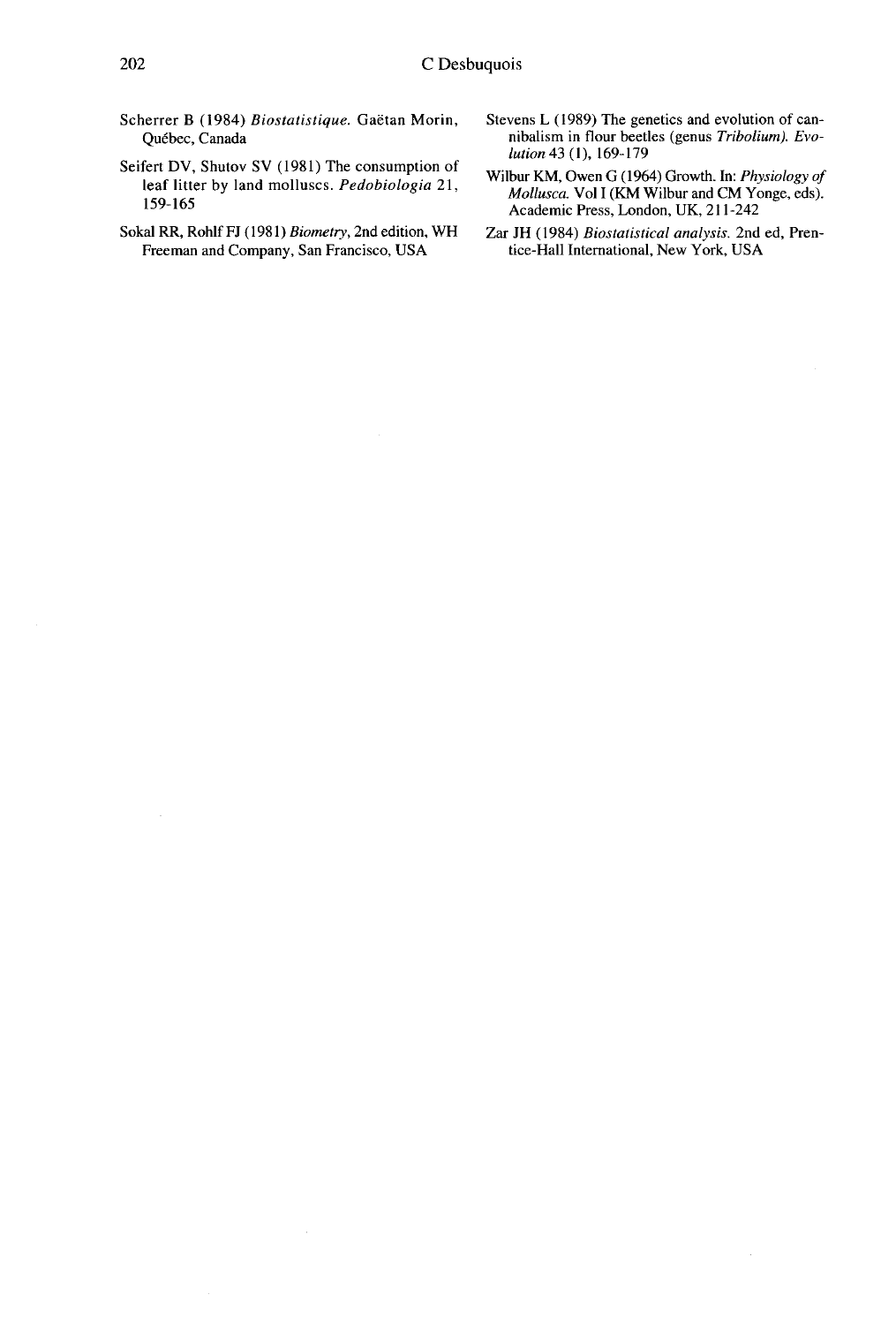Scherrer B (1984) *Biostatistique.* Gaëtan Morin, Québec, Canada

Seifert DV, Shutov SV (1981) The consumption of leaf litter by land molluscs. *Pedobiologia* 21, 159-165

Sokal RR, Rohlf FJ (1981) *Biometry*, 2nd edition, WH Freeman and Company, San Francisco, USA

Stevens L (1989) The genetics and evolution of cannibalism in flour beetles (genus *Tribolium). Evolution* 43 (1), 169-179

Wilbur KM, Owen G (1964) Growth. In: *Physiology of Mollusca.* Vol I (KM Wilbur and CM Yonge, eds). Academic Press, London, UK, 211-242

Zar JH (1984) *Biostatistical analysis.* 2nd ed, Prentice-Hall International, New York, USA